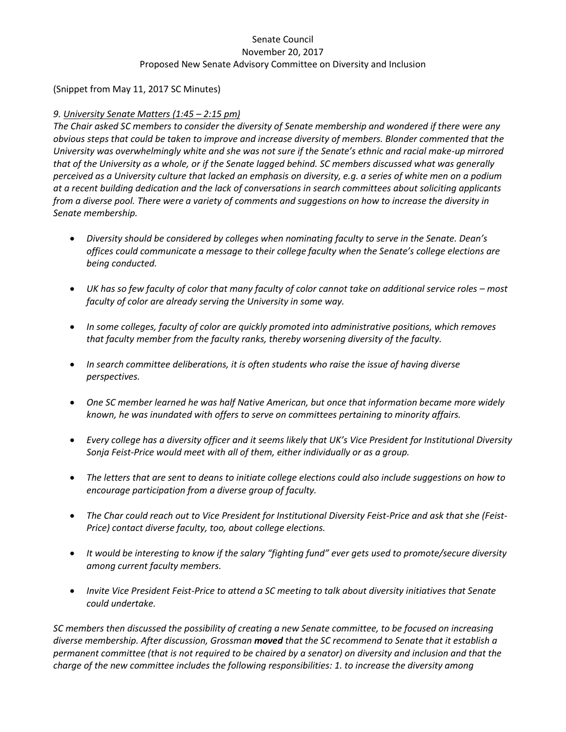Senate Council
November 20, 2017
Proposed New Senate Advisory Committee on Diversity and Inclusion

(Snippet from May 11, 2017 SC Minutes)

*9. <u>University Senate Matters (1:45 – 2:15 pm)</u>*
*The Chair asked SC members to consider the diversity of Senate membership and wondered if there were any obvious steps that could be taken to improve and increase diversity of members. Blonder commented that the University was overwhelmingly white and she was not sure if the Senate's ethnic and racial make-up mirrored that of the University as a whole, or if the Senate lagged behind. SC members discussed what was generally perceived as a University culture that lacked an emphasis on diversity, e.g. a series of white men on a podium at a recent building dedication and the lack of conversations in search committees about soliciting applicants from a diverse pool. There were a variety of comments and suggestions on how to increase the diversity in Senate membership.*

- *Diversity should be considered by colleges when nominating faculty to serve in the Senate. Dean's offices could communicate a message to their college faculty when the Senate's college elections are being conducted.*
- *UK has so few faculty of color that many faculty of color cannot take on additional service roles – most faculty of color are already serving the University in some way.*
- *In some colleges, faculty of color are quickly promoted into administrative positions, which removes that faculty member from the faculty ranks, thereby worsening diversity of the faculty.*
- *In search committee deliberations, it is often students who raise the issue of having diverse perspectives.*
- *One SC member learned he was half Native American, but once that information became more widely known, he was inundated with offers to serve on committees pertaining to minority affairs.*
- *Every college has a diversity officer and it seems likely that UK's Vice President for Institutional Diversity Sonja Feist-Price would meet with all of them, either individually or as a group.*
- *The letters that are sent to deans to initiate college elections could also include suggestions on how to encourage participation from a diverse group of faculty.*
- *The Char could reach out to Vice President for Institutional Diversity Feist-Price and ask that she (Feist-Price) contact diverse faculty, too, about college elections.*
- *It would be interesting to know if the salary "fighting fund" ever gets used to promote/secure diversity among current faculty members.*
- *Invite Vice President Feist-Price to attend a SC meeting to talk about diversity initiatives that Senate could undertake.*

*SC members then discussed the possibility of creating a new Senate committee, to be focused on increasing diverse membership. After discussion, Grossman* ***moved*** *that the SC recommend to Senate that it establish a permanent committee (that is not required to be chaired by a senator) on diversity and inclusion and that the charge of the new committee includes the following responsibilities: 1. to increase the diversity among*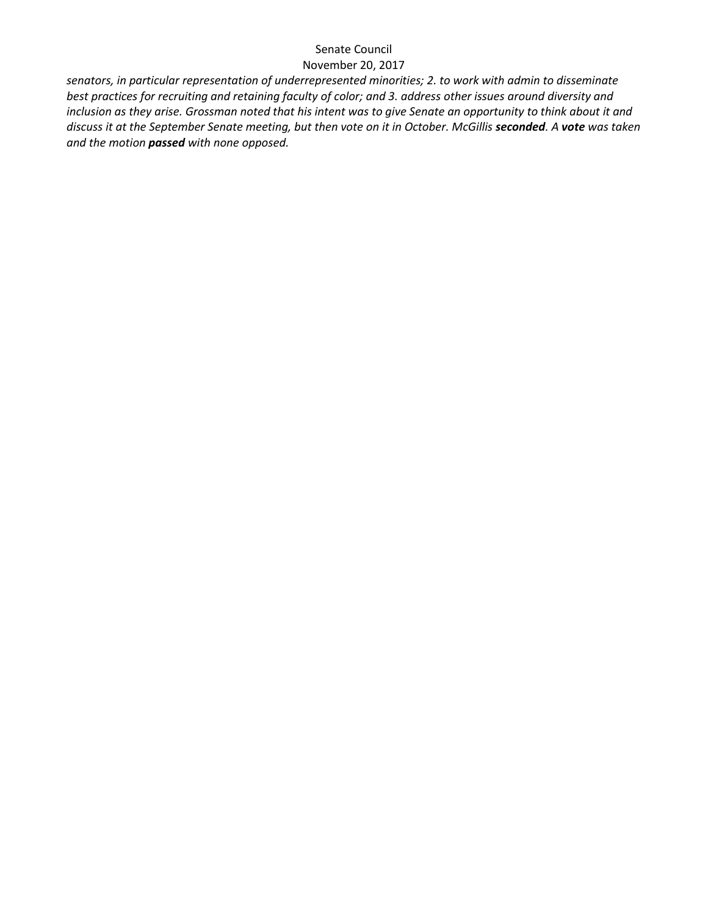*senators, in particular representation of underrepresented minorities; 2. to work with admin to disseminate best practices for recruiting and retaining faculty of color; and 3. address other issues around diversity and inclusion as they arise. Grossman noted that his intent was to give Senate an opportunity to think about it and discuss it at the September Senate meeting, but then vote on it in October. McGillis **seconded**. A **vote** was taken and the motion **passed** with none opposed.*